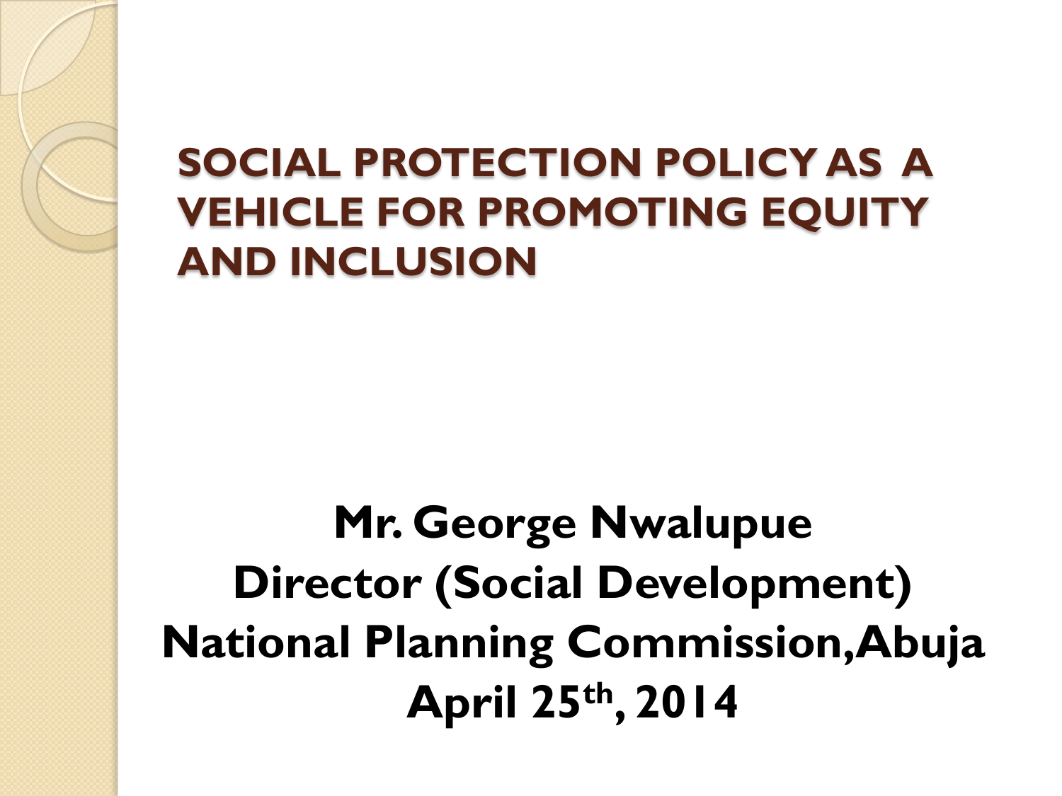# SOCIAL PROTECTION POLICY AS A VEHICLE FOR PROMOTING EQUITY AND INCLUSION

**Mr. George Nwalupue**
**Director (Social Development)**
**National Planning Commission, Abuja**
**April 25th, 2014**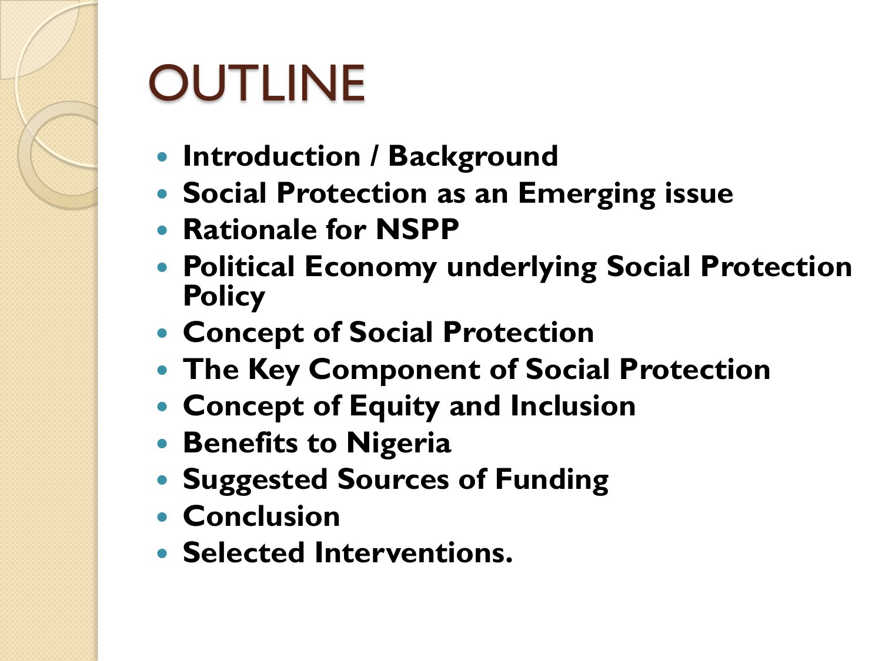# OUTLINE

- **Introduction / Background**
- **Social Protection as an Emerging issue**
- **Rationale for NSPP**
- **Political Economy underlying Social Protection Policy**
- **Concept of Social Protection**
- **The Key Component of Social Protection**
- **Concept of Equity and Inclusion**
- **Benefits to Nigeria**
- **Suggested Sources of Funding**
- **Conclusion**
- **Selected Interventions.**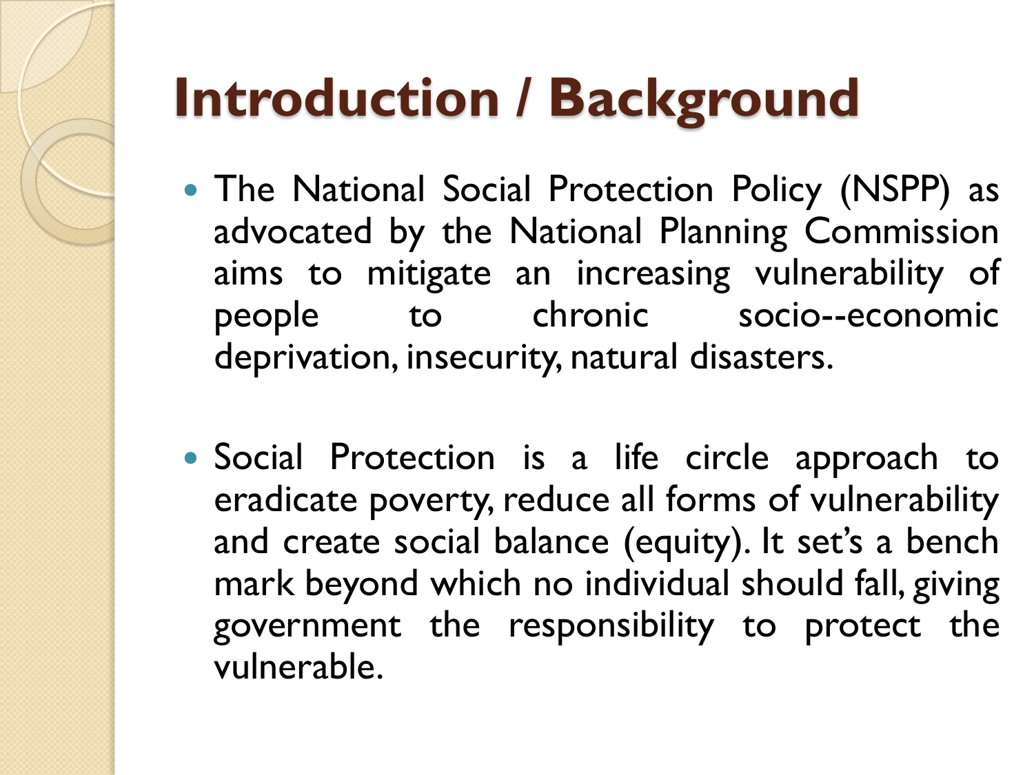# Introduction / Background

- The National Social Protection Policy (NSPP) as advocated by the National Planning Commission aims to mitigate an increasing vulnerability of people to chronic socio--economic deprivation, insecurity, natural disasters.

- Social Protection is a life circle approach to eradicate poverty, reduce all forms of vulnerability and create social balance (equity). It set's a bench mark beyond which no individual should fall, giving government the responsibility to protect the vulnerable.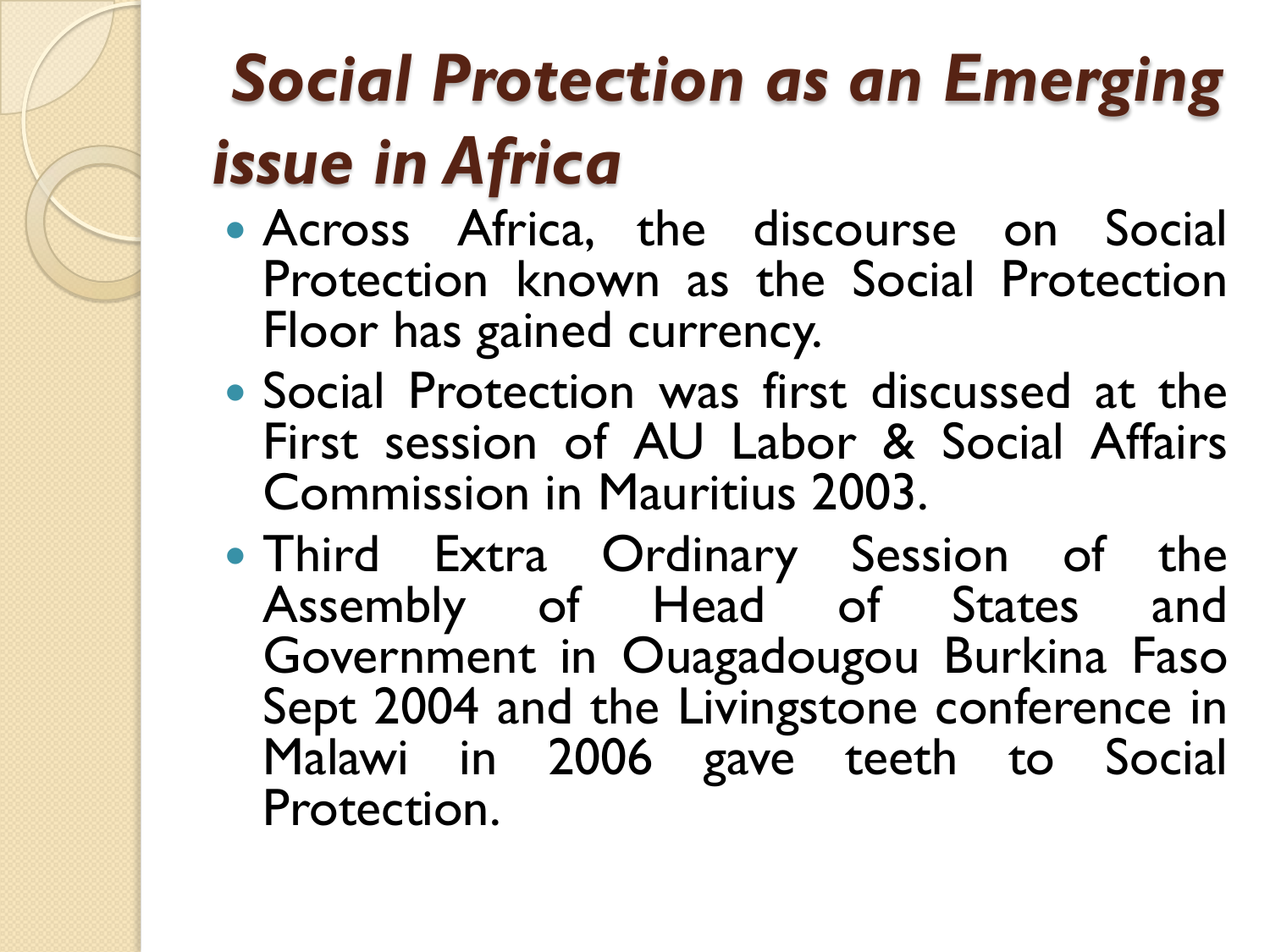# *Social Protection as an Emerging issue in Africa*

- Across Africa, the discourse on Social Protection known as the Social Protection Floor has gained currency.
- Social Protection was first discussed at the First session of AU Labor & Social Affairs Commission in Mauritius 2003.
- Third Extra Ordinary Session of the Assembly of Head of States and Government in Ouagadougou Burkina Faso Sept 2004 and the Livingstone conference in Malawi in 2006 gave teeth to Social Protection.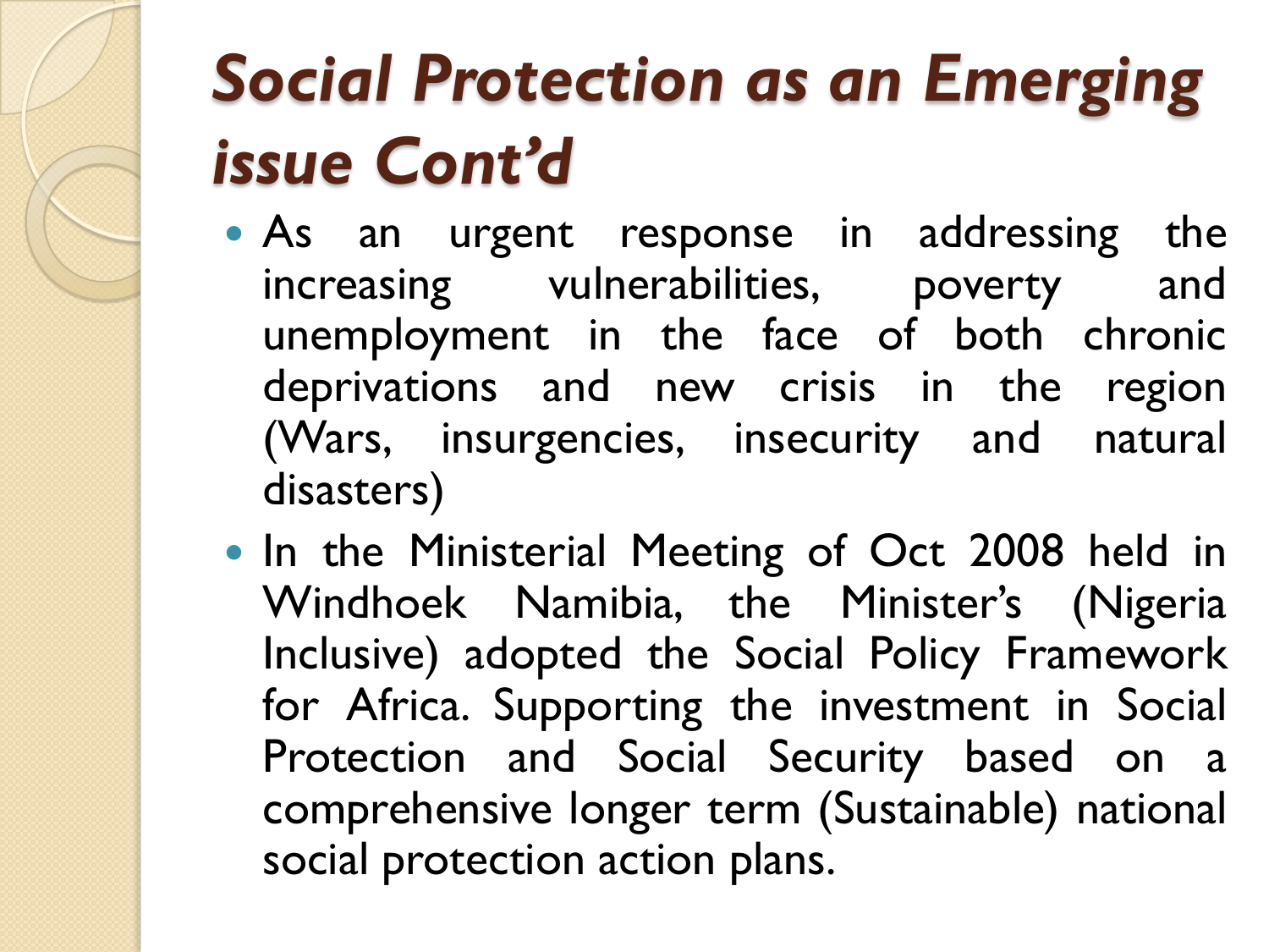# *Social Protection as an Emerging issue Cont'd*

- As an urgent response in addressing the increasing vulnerabilities, poverty and unemployment in the face of both chronic deprivations and new crisis in the region (Wars, insurgencies, insecurity and natural disasters)
- In the Ministerial Meeting of Oct 2008 held in Windhoek Namibia, the Minister's (Nigeria Inclusive) adopted the Social Policy Framework for Africa. Supporting the investment in Social Protection and Social Security based on a comprehensive longer term (Sustainable) national social protection action plans.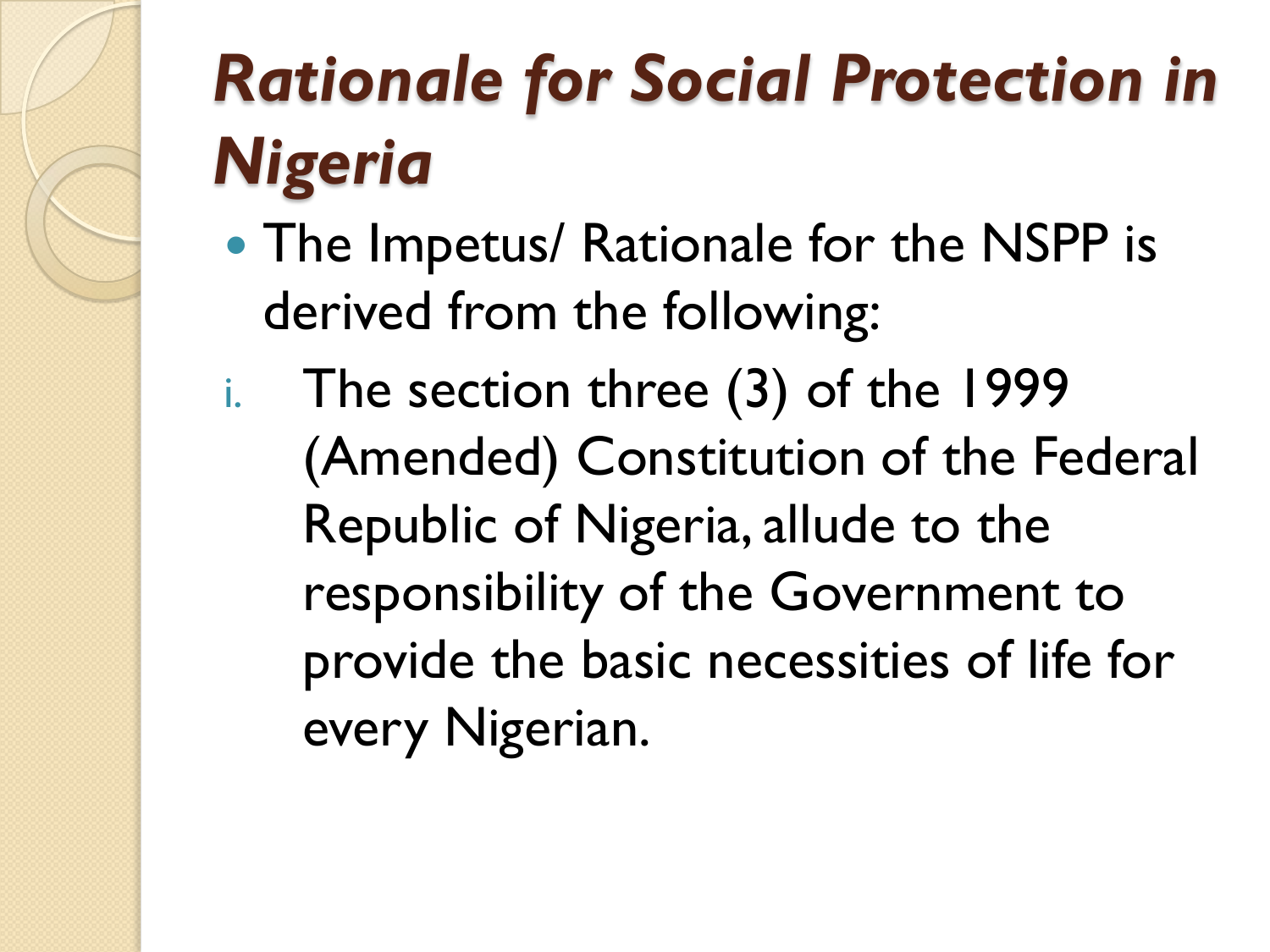# *Rationale for Social Protection in Nigeria*

- The Impetus/ Rationale for the NSPP is derived from the following:

i. The section three (3) of the 1999 (Amended) Constitution of the Federal Republic of Nigeria, allude to the responsibility of the Government to provide the basic necessities of life for every Nigerian.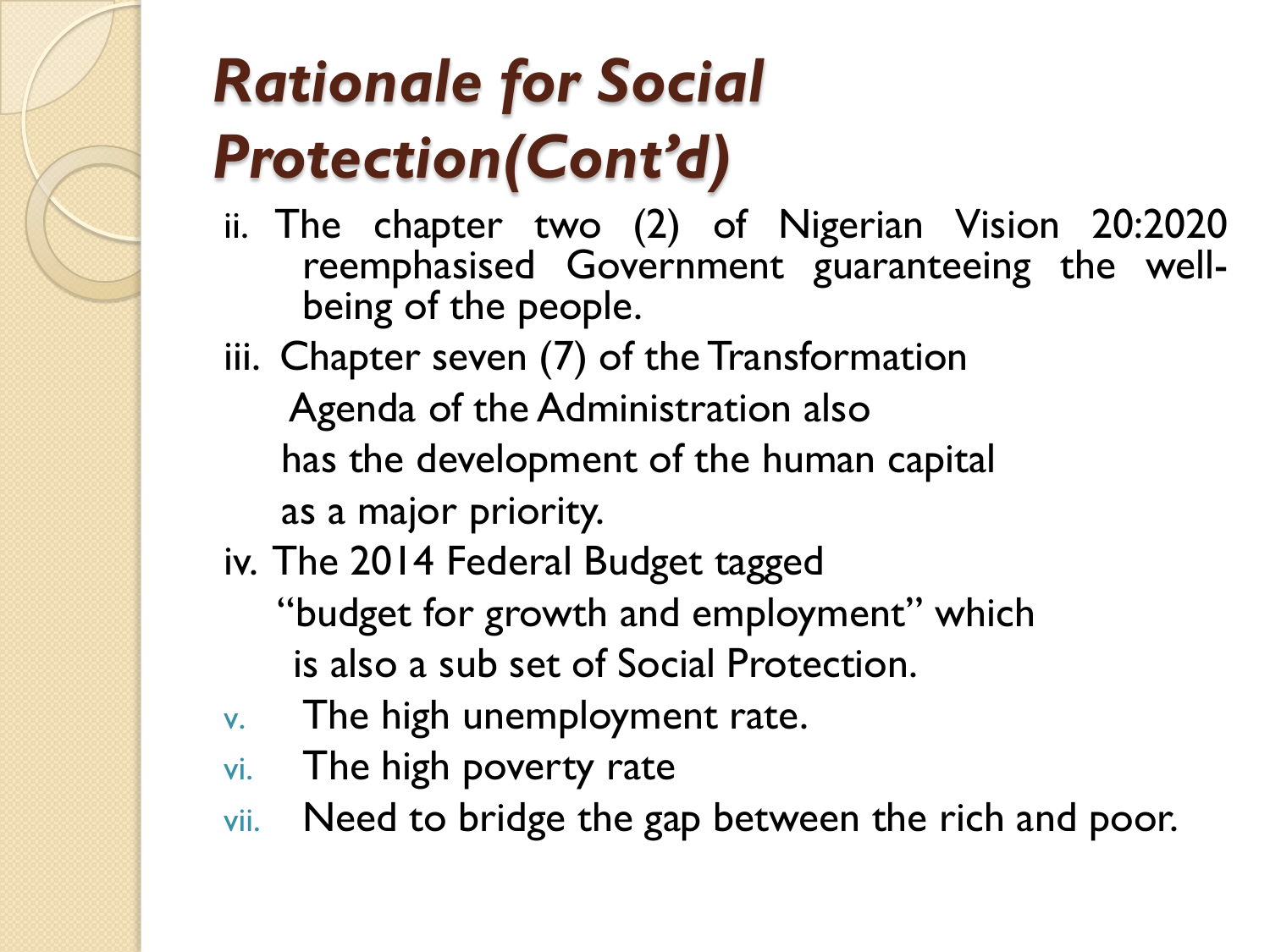# *Rationale for Social Protection(Cont'd)*

ii. The chapter two (2) of Nigerian Vision 20:2020 reemphasised Government guaranteeing the well-being of the people.

iii. Chapter seven (7) of the Transformation Agenda of the Administration also has the development of the human capital as a major priority.

iv. The 2014 Federal Budget tagged "budget for growth and employment" which is also a sub set of Social Protection.

v. The high unemployment rate.

vi. The high poverty rate

vii. Need to bridge the gap between the rich and poor.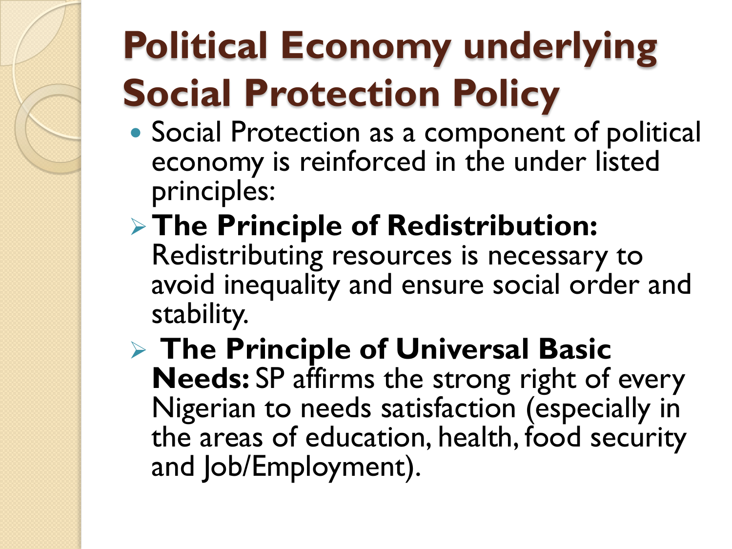# Political Economy underlying Social Protection Policy

- Social Protection as a component of political economy is reinforced in the under listed principles:
  - **The Principle of Redistribution:** Redistributing resources is necessary to avoid inequality and ensure social order and stability.
  - **The Principle of Universal Basic Needs:** SP affirms the strong right of every Nigerian to needs satisfaction (especially in the areas of education, health, food security and Job/Employment).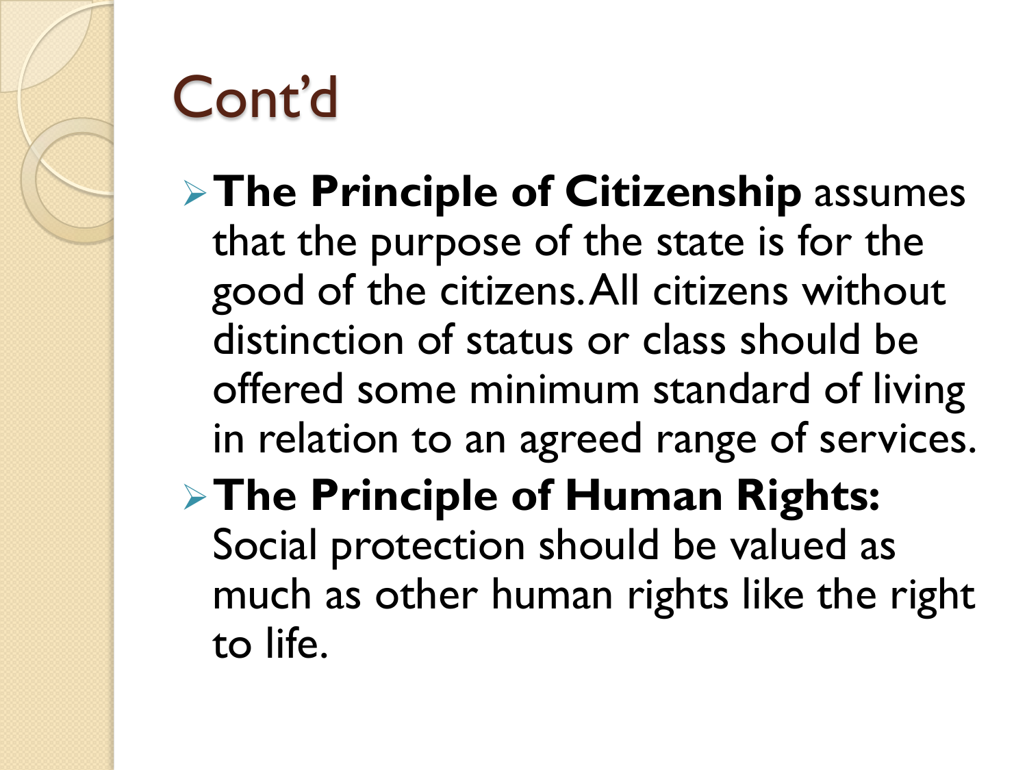# Cont'd

- **The Principle of Citizenship** assumes that the purpose of the state is for the good of the citizens. All citizens without distinction of status or class should be offered some minimum standard of living in relation to an agreed range of services.
- **The Principle of Human Rights:** Social protection should be valued as much as other human rights like the right to life.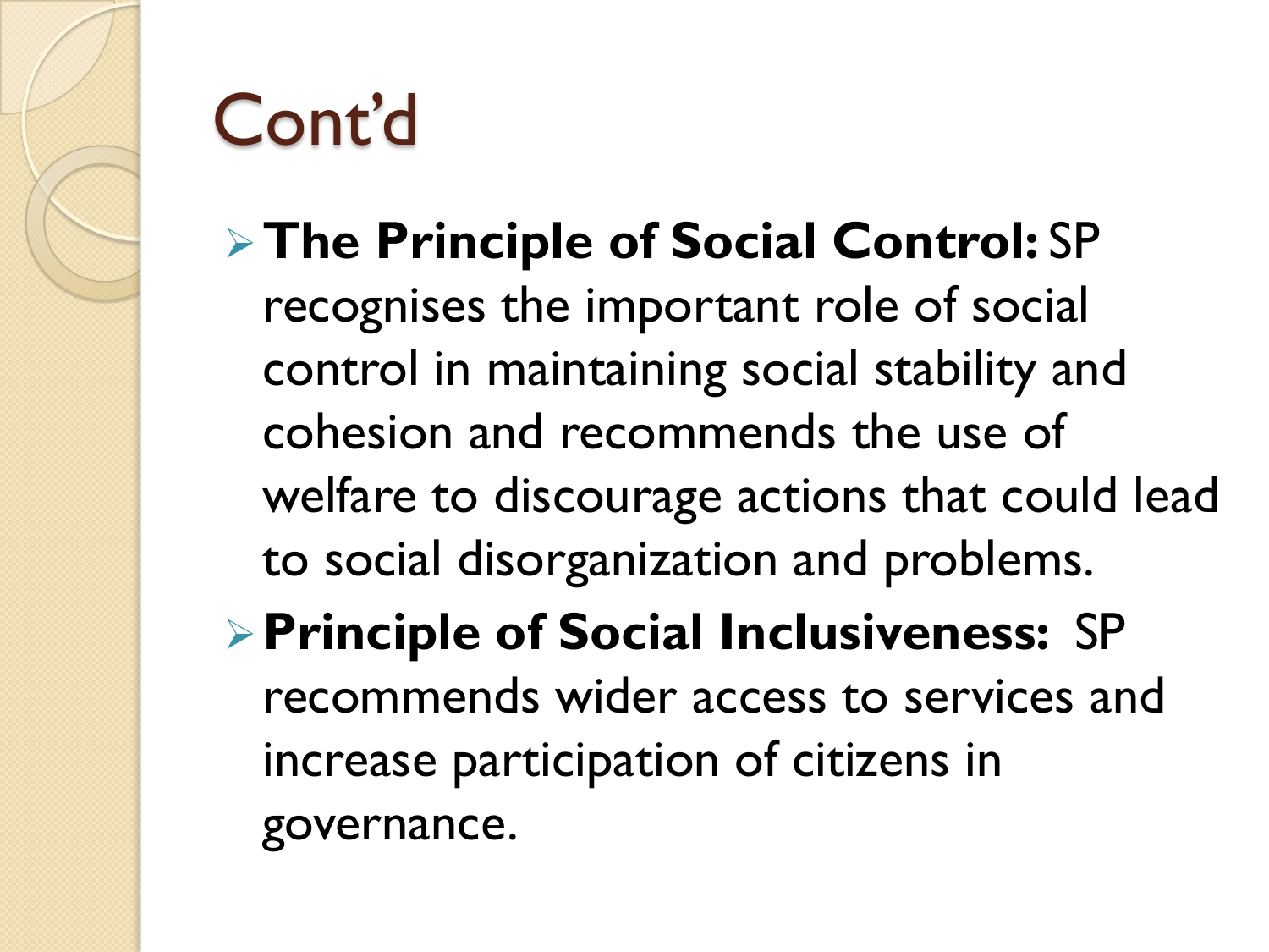# Cont'd

- **The Principle of Social Control:** SP recognises the important role of social control in maintaining social stability and cohesion and recommends the use of welfare to discourage actions that could lead to social disorganization and problems.
- **Principle of Social Inclusiveness:** SP recommends wider access to services and increase participation of citizens in governance.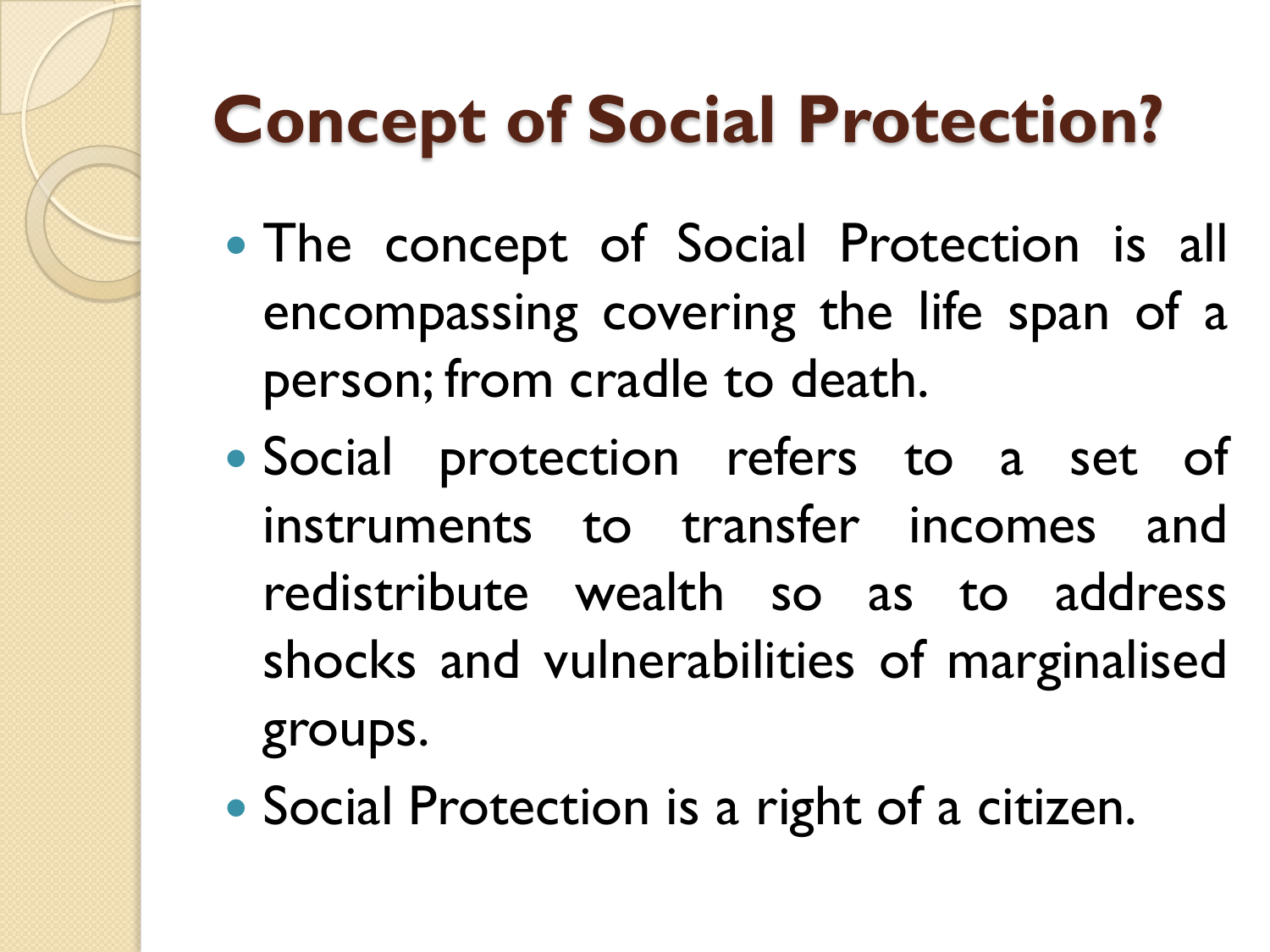# Concept of Social Protection?

- The concept of Social Protection is all encompassing covering the life span of a person; from cradle to death.
- Social protection refers to a set of instruments to transfer incomes and redistribute wealth so as to address shocks and vulnerabilities of marginalised groups.
- Social Protection is a right of a citizen.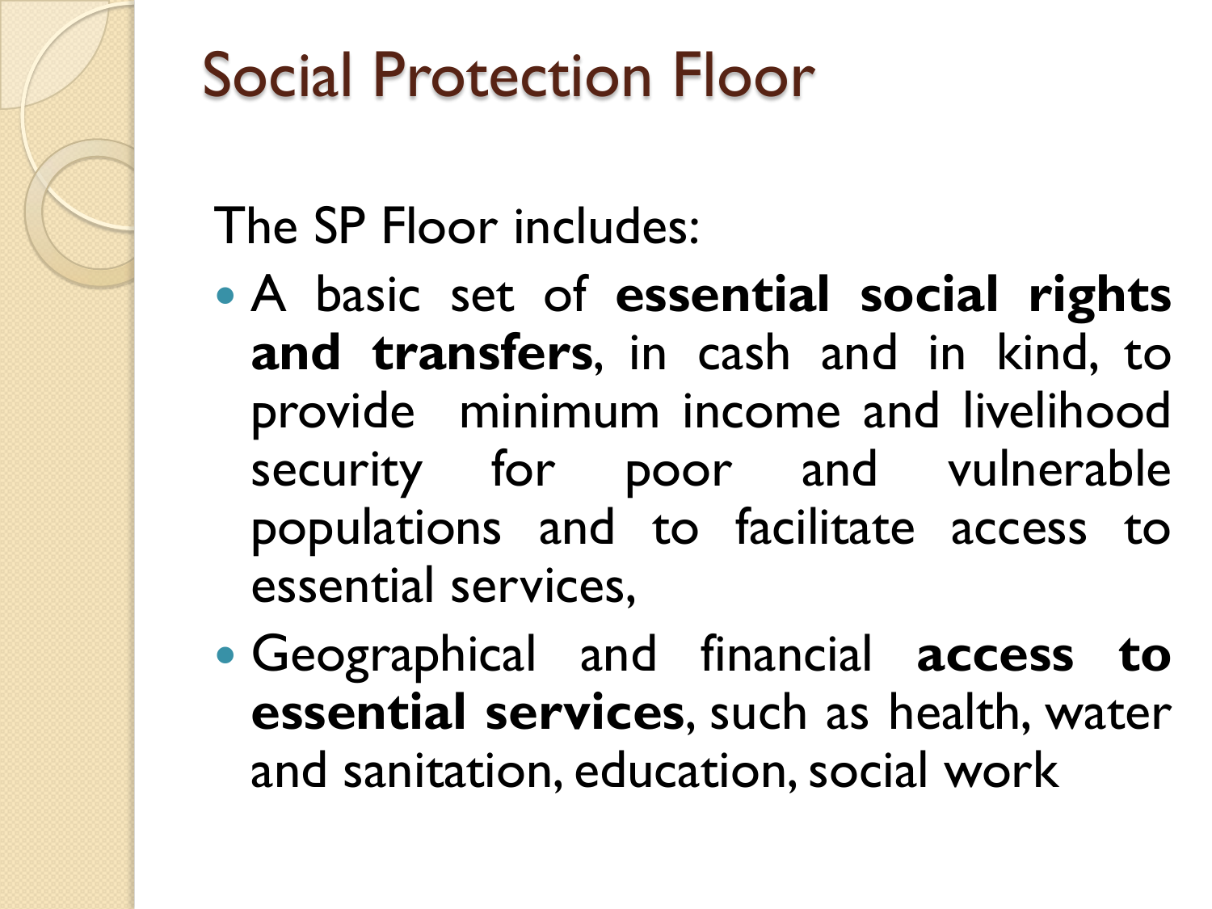# Social Protection Floor

The SP Floor includes:

- A basic set of **essential social rights and transfers**, in cash and in kind, to provide minimum income and livelihood security for poor and vulnerable populations and to facilitate access to essential services,
- Geographical and financial **access to essential services**, such as health, water and sanitation, education, social work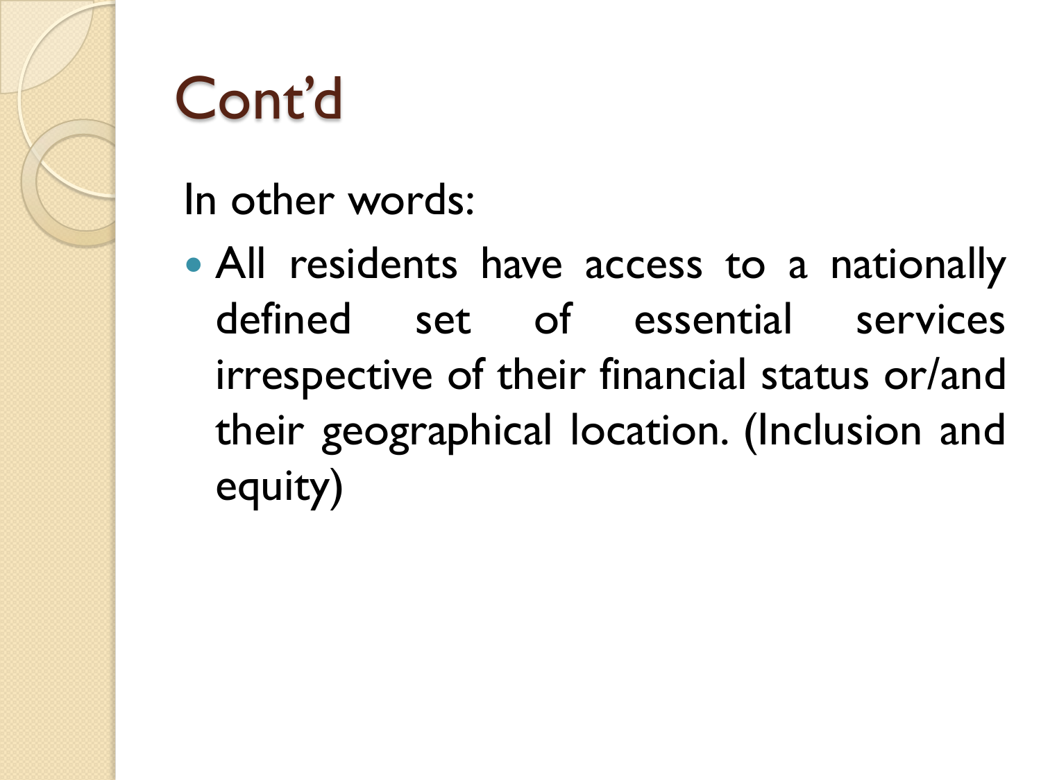# Cont'd

In other words:

- All residents have access to a nationally defined set of essential services irrespective of their financial status or/and their geographical location. (Inclusion and equity)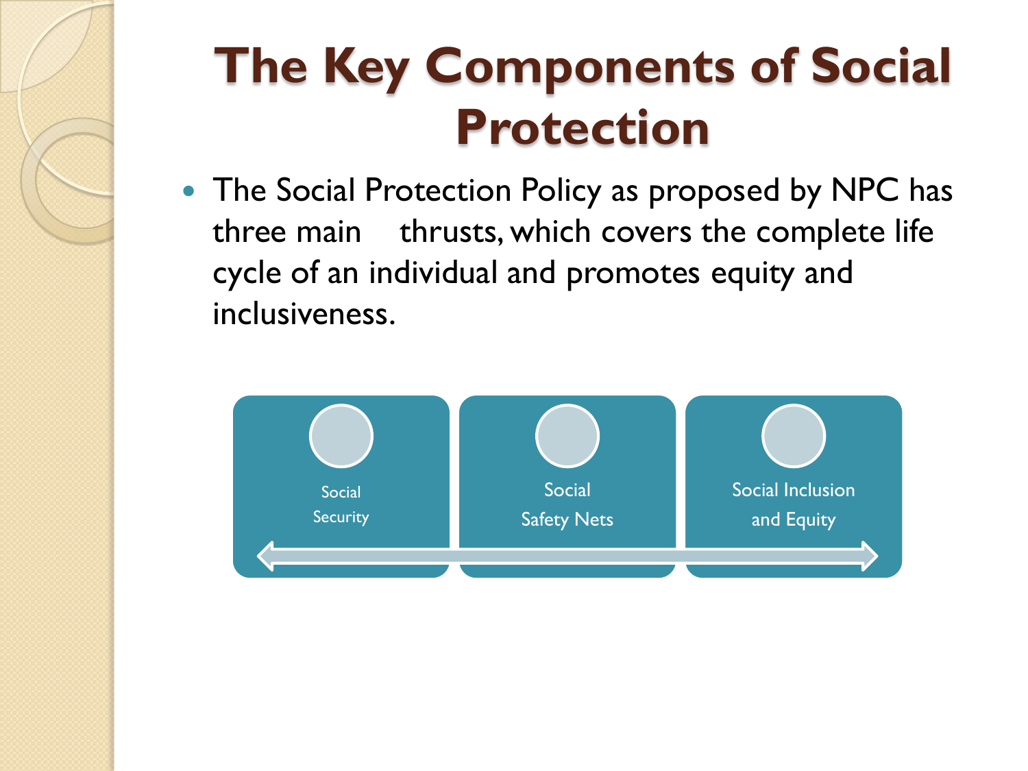# The Key Components of Social Protection

- The Social Protection Policy as proposed by NPC has three main thrusts, which covers the complete life cycle of an individual and promotes equity and inclusiveness.

- Social Security
- Social Safety Nets
- Social Inclusion and Equity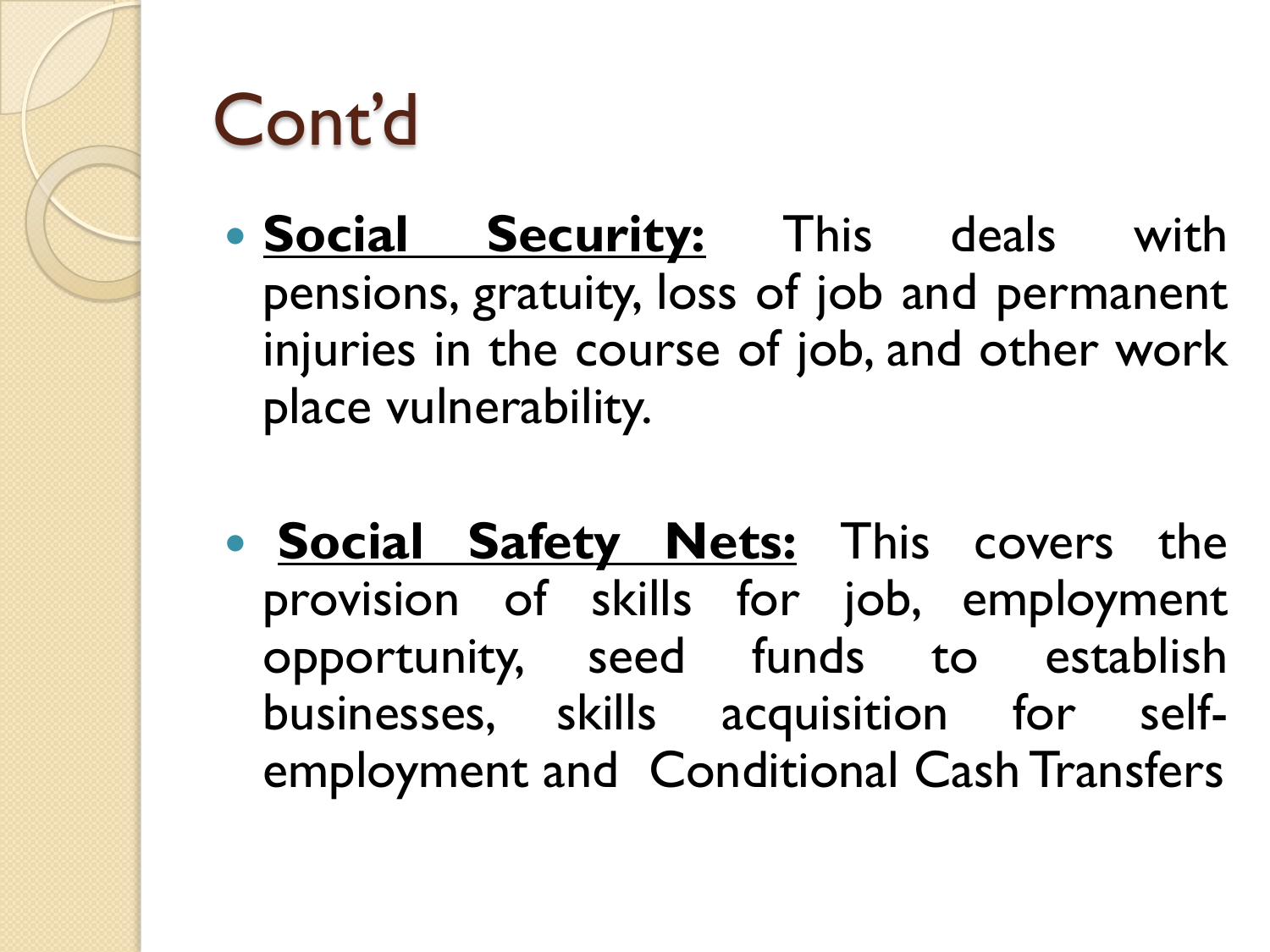# Cont'd

- **Social Security:** This deals with pensions, gratuity, loss of job and permanent injuries in the course of job, and other work place vulnerability.

- **Social Safety Nets:** This covers the provision of skills for job, employment opportunity, seed funds to establish businesses, skills acquisition for self-employment and Conditional Cash Transfers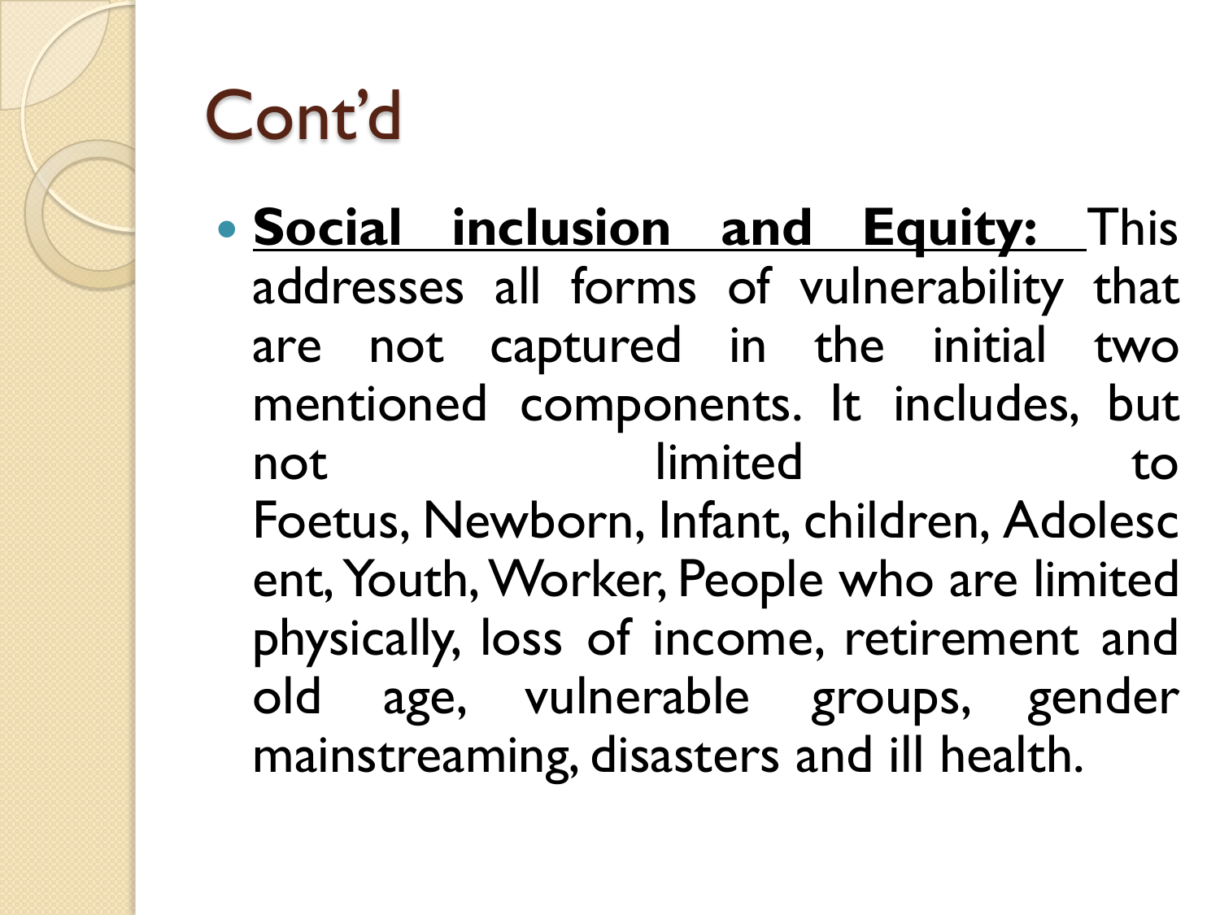# Cont'd

- **Social inclusion and Equity:** This addresses all forms of vulnerability that are not captured in the initial two mentioned components. It includes, but not limited to Foetus, Newborn, Infant, children, Adolescent, Youth, Worker, People who are limited physically, loss of income, retirement and old age, vulnerable groups, gender mainstreaming, disasters and ill health.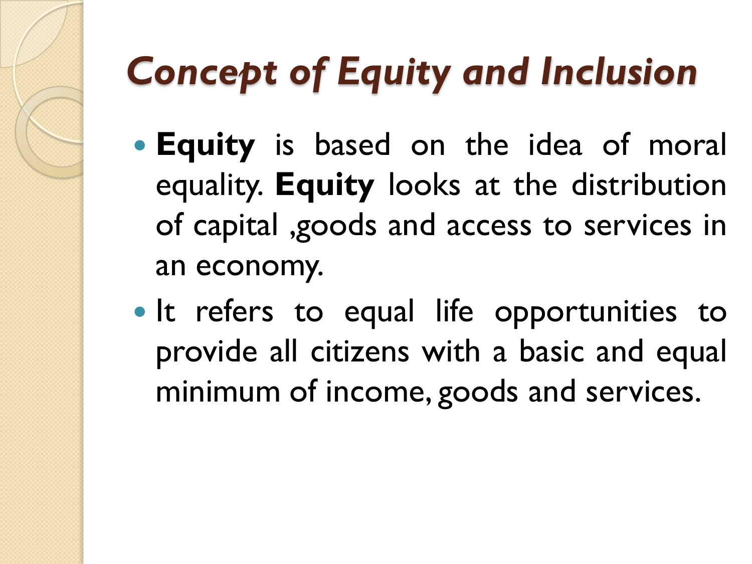# *Concept of Equity and Inclusion*

- **Equity** is based on the idea of moral equality. **Equity** looks at the distribution of capital ,goods and access to services in an economy.
- It refers to equal life opportunities to provide all citizens with a basic and equal minimum of income, goods and services.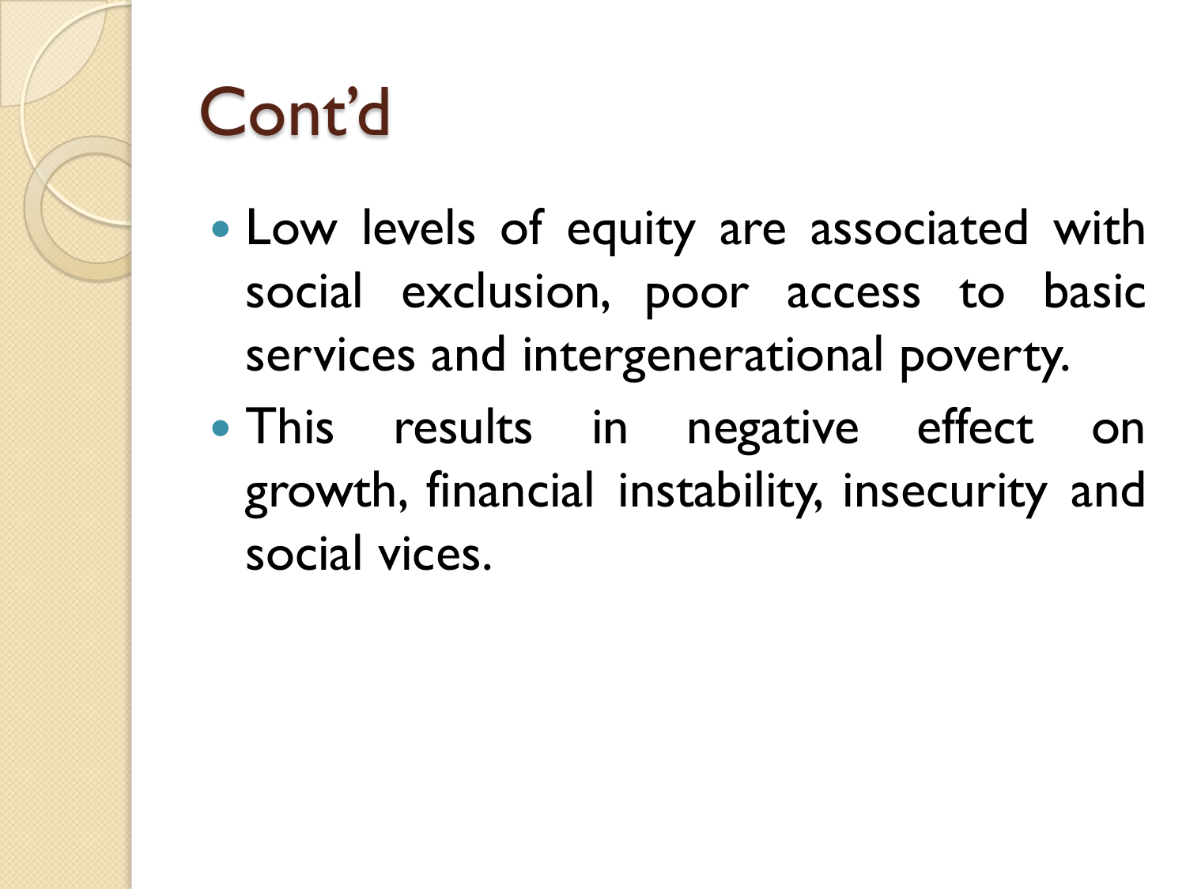# Cont'd

- Low levels of equity are associated with social exclusion, poor access to basic services and intergenerational poverty.
- This results in negative effect on growth, financial instability, insecurity and social vices.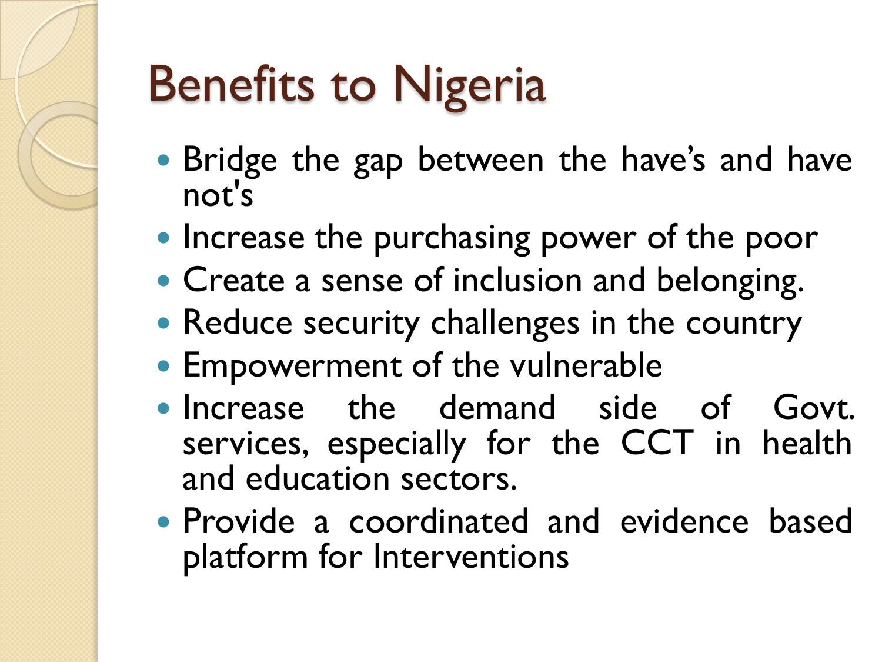# Benefits to Nigeria

- Bridge the gap between the have's and have not's
- Increase the purchasing power of the poor
- Create a sense of inclusion and belonging.
- Reduce security challenges in the country
- Empowerment of the vulnerable
- Increase the demand side of Govt. services, especially for the CCT in health and education sectors.
- Provide a coordinated and evidence based platform for Interventions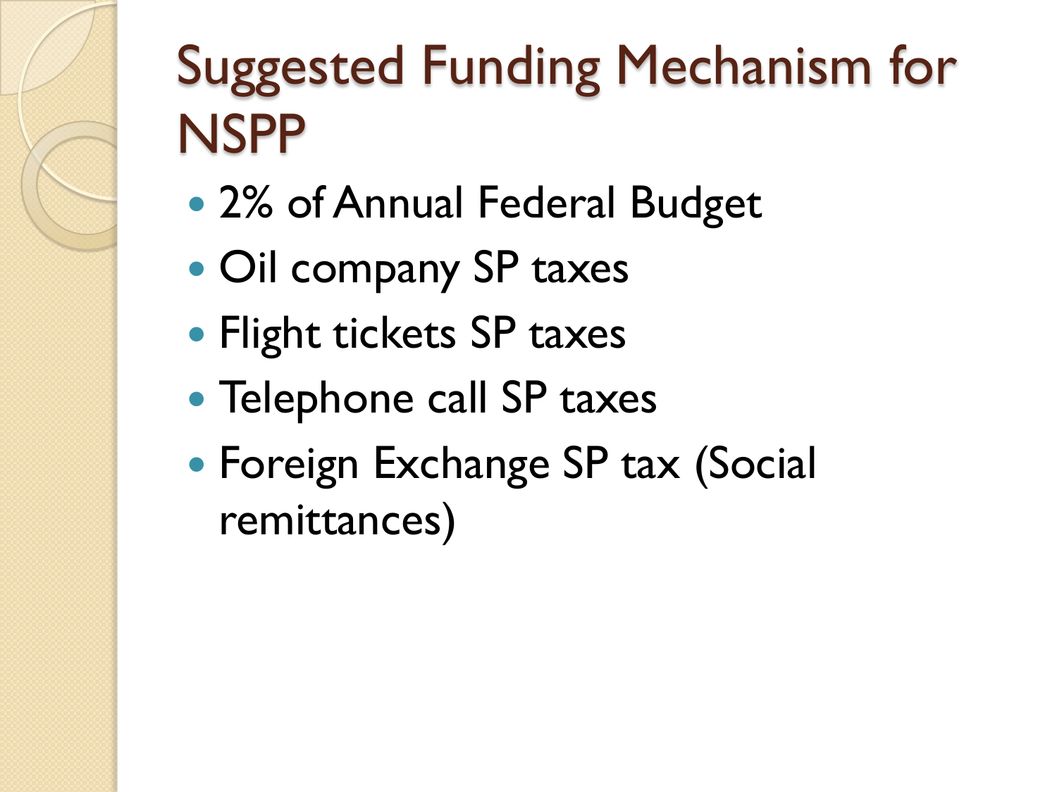# Suggested Funding Mechanism for NSPP

- 2% of Annual Federal Budget
- Oil company SP taxes
- Flight tickets SP taxes
- Telephone call SP taxes
- Foreign Exchange SP tax (Social remittances)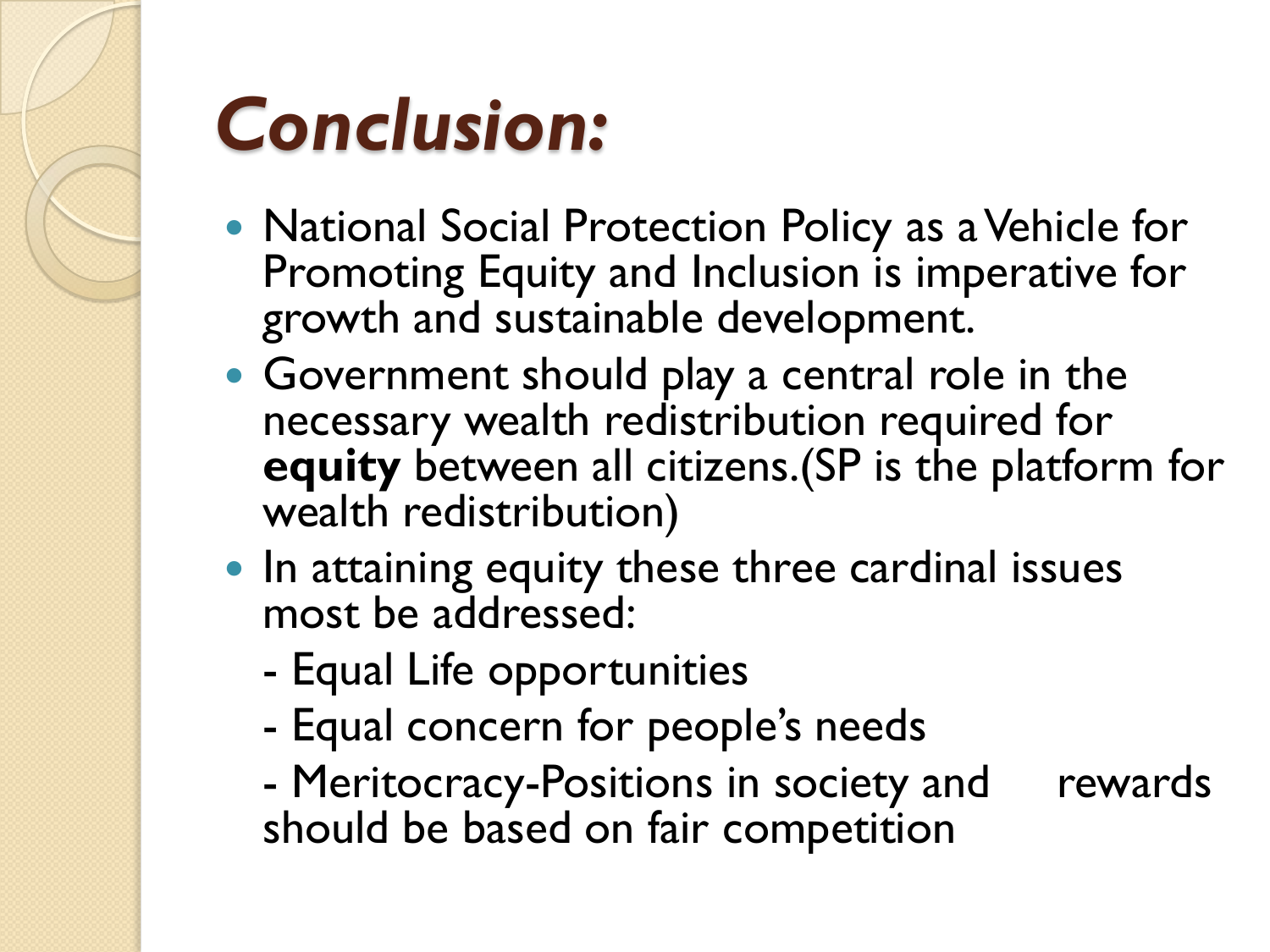# *Conclusion:*

- National Social Protection Policy as a Vehicle for Promoting Equity and Inclusion is imperative for growth and sustainable development.
- Government should play a central role in the necessary wealth redistribution required for **equity** between all citizens.(SP is the platform for wealth redistribution)
- In attaining equity these three cardinal issues most be addressed:

  - Equal Life opportunities

  - Equal concern for people's needs

  - Meritocracy-Positions in society and rewards should be based on fair competition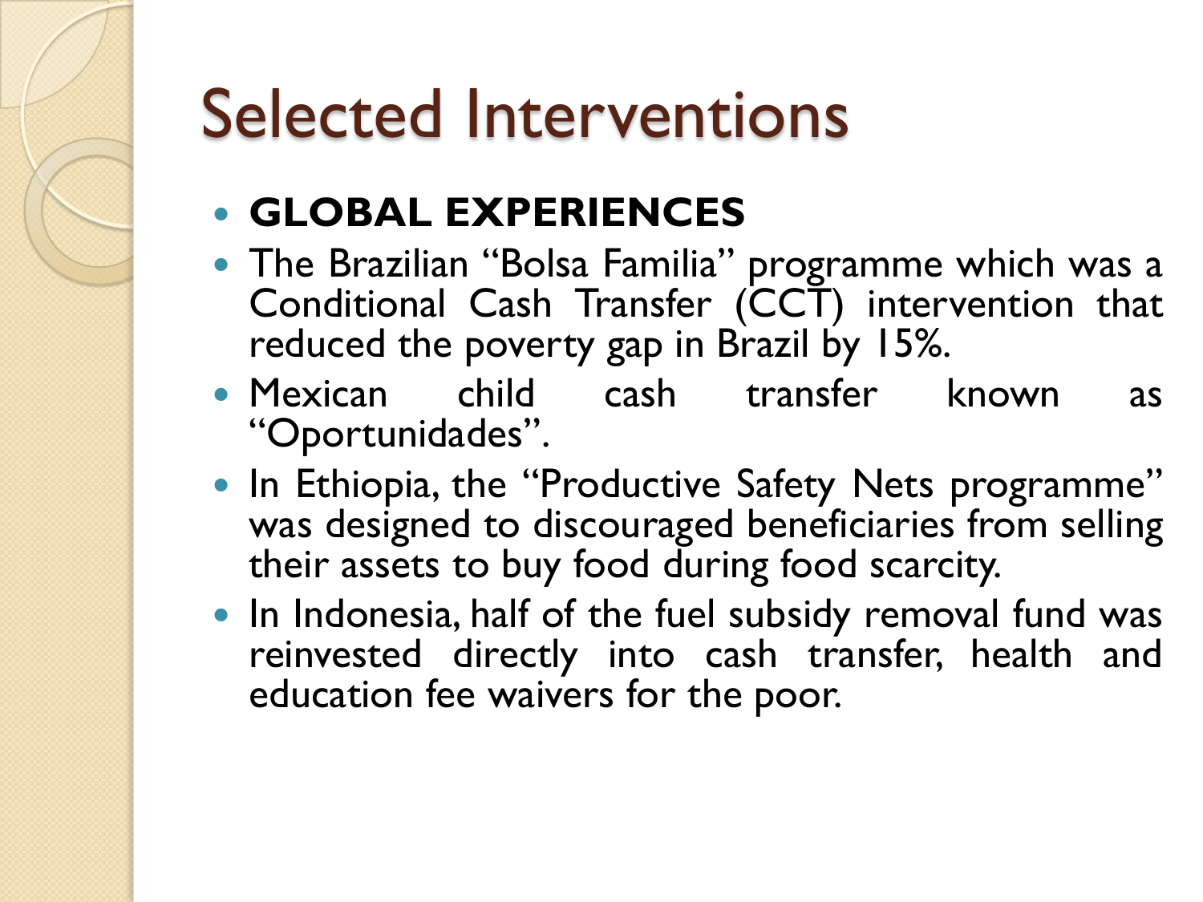# Selected Interventions

- **GLOBAL EXPERIENCES**
- The Brazilian "Bolsa Familia" programme which was a Conditional Cash Transfer (CCT) intervention that reduced the poverty gap in Brazil by 15%.
- Mexican child cash transfer known as "Oportunidades".
- In Ethiopia, the "Productive Safety Nets programme" was designed to discouraged beneficiaries from selling their assets to buy food during food scarcity.
- In Indonesia, half of the fuel subsidy removal fund was reinvested directly into cash transfer, health and education fee waivers for the poor.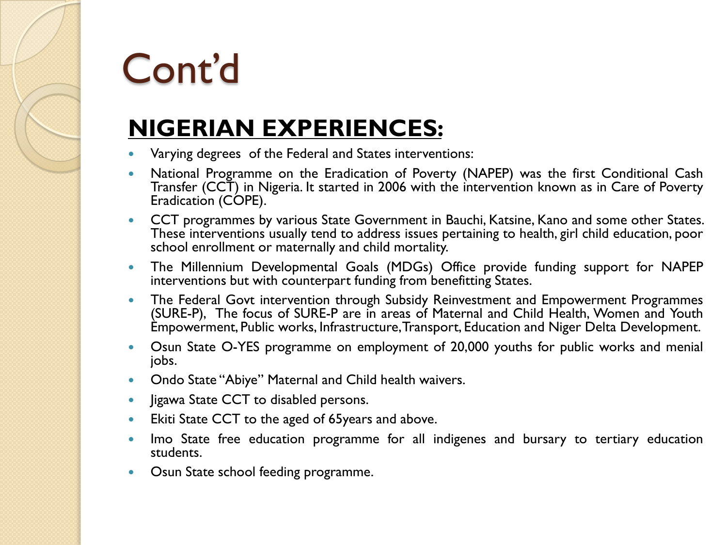# Cont'd

## NIGERIAN EXPERIENCES:

- Varying degrees of the Federal and States interventions:
- National Programme on the Eradication of Poverty (NAPEP) was the first Conditional Cash Transfer (CCT) in Nigeria. It started in 2006 with the intervention known as in Care of Poverty Eradication (COPE).
- CCT programmes by various State Government in Bauchi, Katsine, Kano and some other States. These interventions usually tend to address issues pertaining to health, girl child education, poor school enrollment or maternally and child mortality.
- The Millennium Developmental Goals (MDGs) Office provide funding support for NAPEP interventions but with counterpart funding from benefitting States.
- The Federal Govt intervention through Subsidy Reinvestment and Empowerment Programmes (SURE-P), The focus of SURE-P are in areas of Maternal and Child Health, Women and Youth Empowerment, Public works, Infrastructure, Transport, Education and Niger Delta Development.
- Osun State O-YES programme on employment of 20,000 youths for public works and menial jobs.
- Ondo State "Abiye" Maternal and Child health waivers.
- Jigawa State CCT to disabled persons.
- Ekiti State CCT to the aged of 65years and above.
- Imo State free education programme for all indigenes and bursary to tertiary education students.
- Osun State school feeding programme.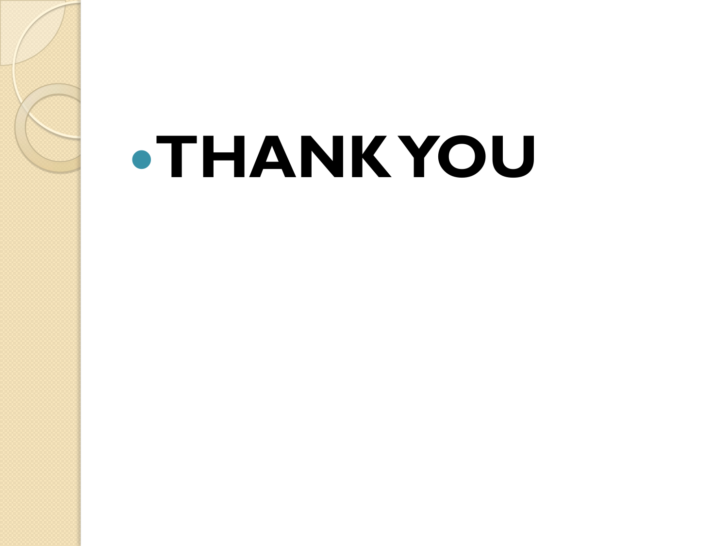- **THANK YOU**